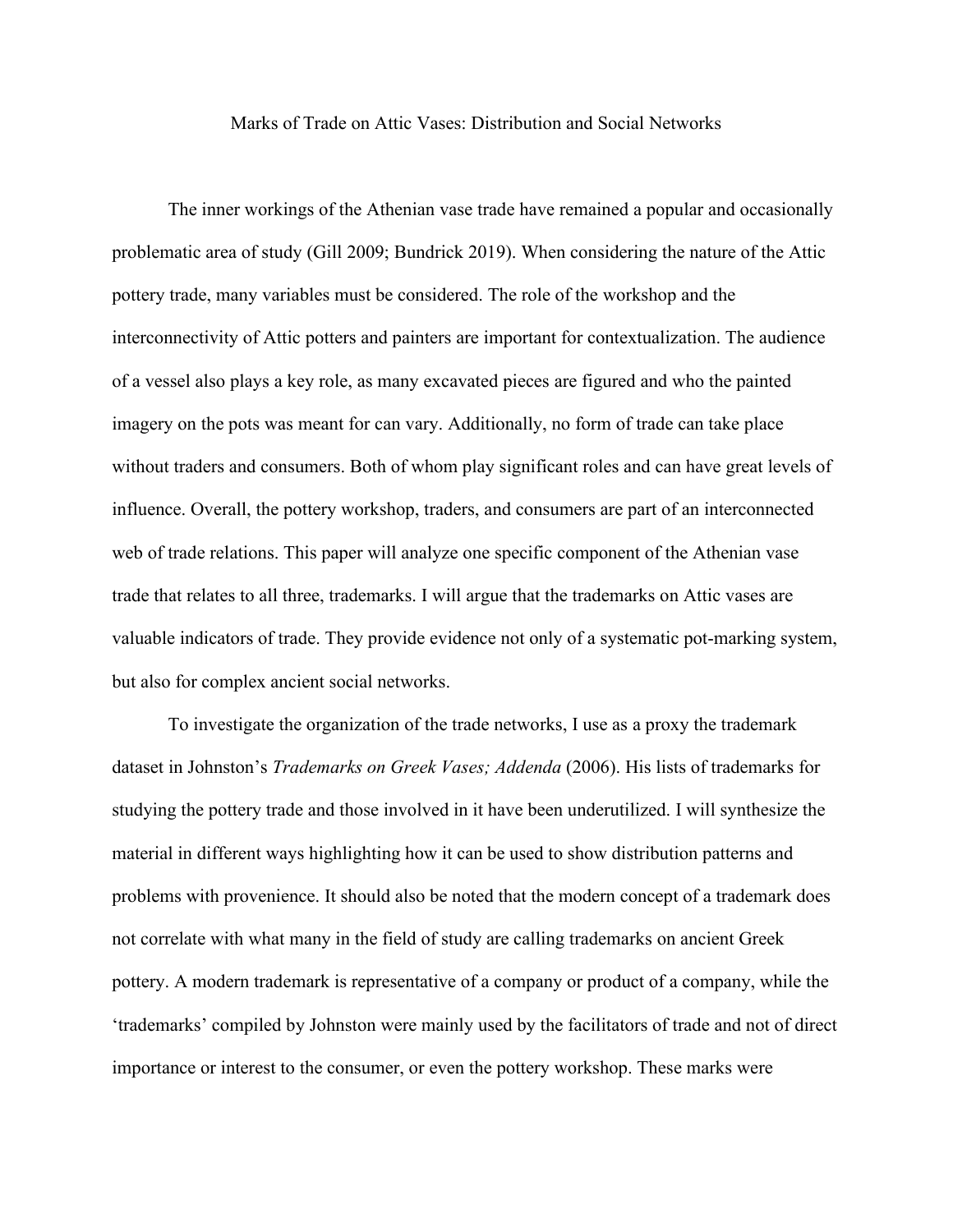# Marks of Trade on Attic Vases: Distribution and Social Networks

The inner workings of the Athenian vase trade have remained a popular and occasionally problematic area of study (Gill 2009; Bundrick 2019). When considering the nature of the Attic pottery trade, many variables must be considered. The role of the workshop and the interconnectivity of Attic potters and painters are important for contextualization. The audience of a vessel also plays a key role, as many excavated pieces are figured and who the painted imagery on the pots was meant for can vary. Additionally, no form of trade can take place without traders and consumers. Both of whom play significant roles and can have great levels of influence. Overall, the pottery workshop, traders, and consumers are part of an interconnected web of trade relations. This paper will analyze one specific component of the Athenian vase trade that relates to all three, trademarks. I will argue that the trademarks on Attic vases are valuable indicators of trade. They provide evidence not only of a systematic pot-marking system, but also for complex ancient social networks.

To investigate the organization of the trade networks, I use as a proxy the trademark dataset in Johnston's *Trademarks on Greek Vases; Addenda* (2006). His lists of trademarks for studying the pottery trade and those involved in it have been underutilized. I will synthesize the material in different ways highlighting how it can be used to show distribution patterns and problems with provenience. It should also be noted that the modern concept of a trademark does not correlate with what many in the field of study are calling trademarks on ancient Greek pottery. A modern trademark is representative of a company or product of a company, while the 'trademarks' compiled by Johnston were mainly used by the facilitators of trade and not of direct importance or interest to the consumer, or even the pottery workshop. These marks were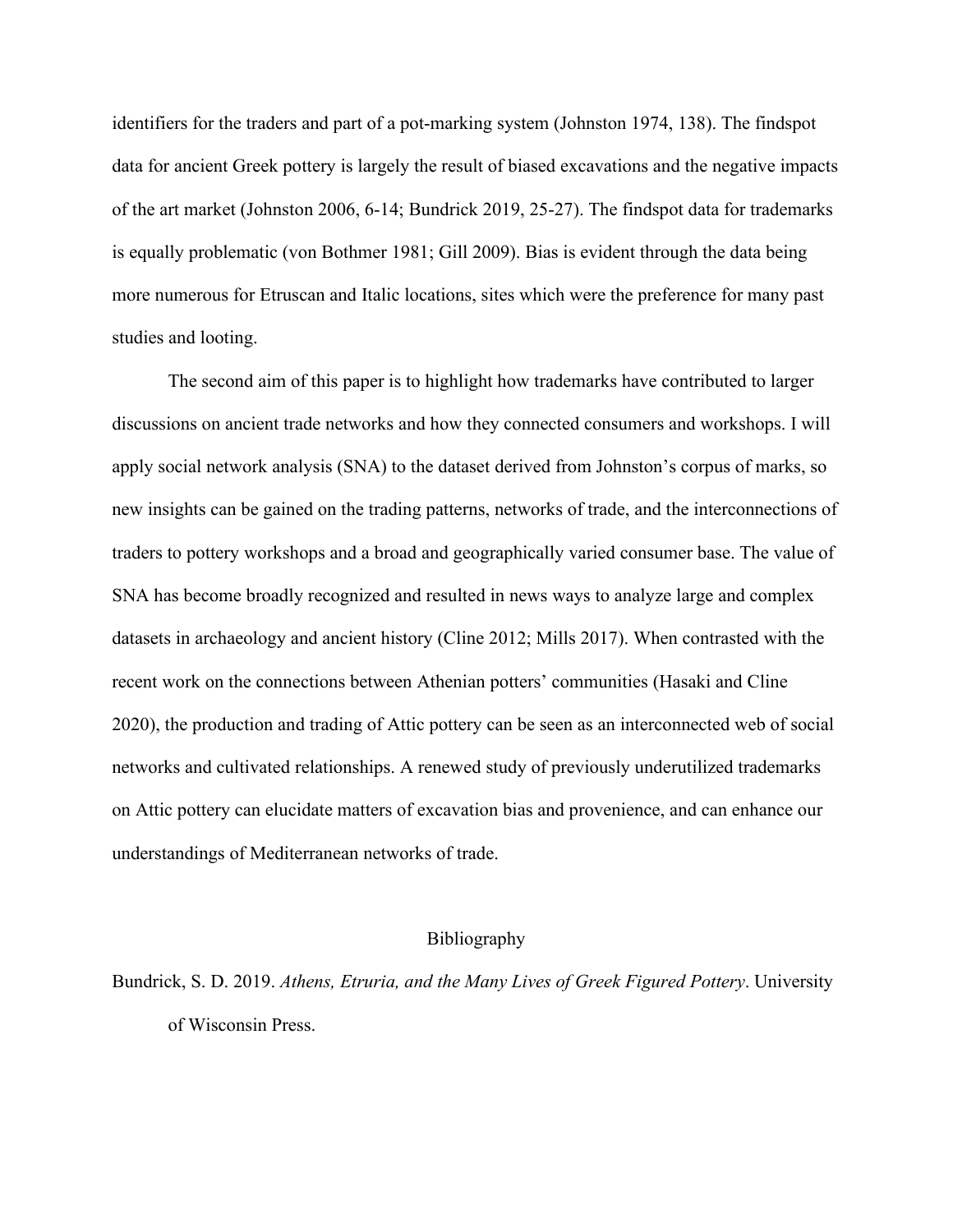identifiers for the traders and part of a pot-marking system (Johnston 1974, 138). The findspot data for ancient Greek pottery is largely the result of biased excavations and the negative impacts of the art market (Johnston 2006, 6-14; Bundrick 2019, 25-27). The findspot data for trademarks is equally problematic (von Bothmer 1981; Gill 2009). Bias is evident through the data being more numerous for Etruscan and Italic locations, sites which were the preference for many past studies and looting.

The second aim of this paper is to highlight how trademarks have contributed to larger discussions on ancient trade networks and how they connected consumers and workshops. I will apply social network analysis (SNA) to the dataset derived from Johnston's corpus of marks, so new insights can be gained on the trading patterns, networks of trade, and the interconnections of traders to pottery workshops and a broad and geographically varied consumer base. The value of SNA has become broadly recognized and resulted in news ways to analyze large and complex datasets in archaeology and ancient history (Cline 2012; Mills 2017). When contrasted with the recent work on the connections between Athenian potters' communities (Hasaki and Cline 2020), the production and trading of Attic pottery can be seen as an interconnected web of social networks and cultivated relationships. A renewed study of previously underutilized trademarks on Attic pottery can elucidate matters of excavation bias and provenience, and can enhance our understandings of Mediterranean networks of trade.

## Bibliography

Bundrick, S. D. 2019. *Athens, Etruria, and the Many Lives of Greek Figured Pottery*. University of Wisconsin Press.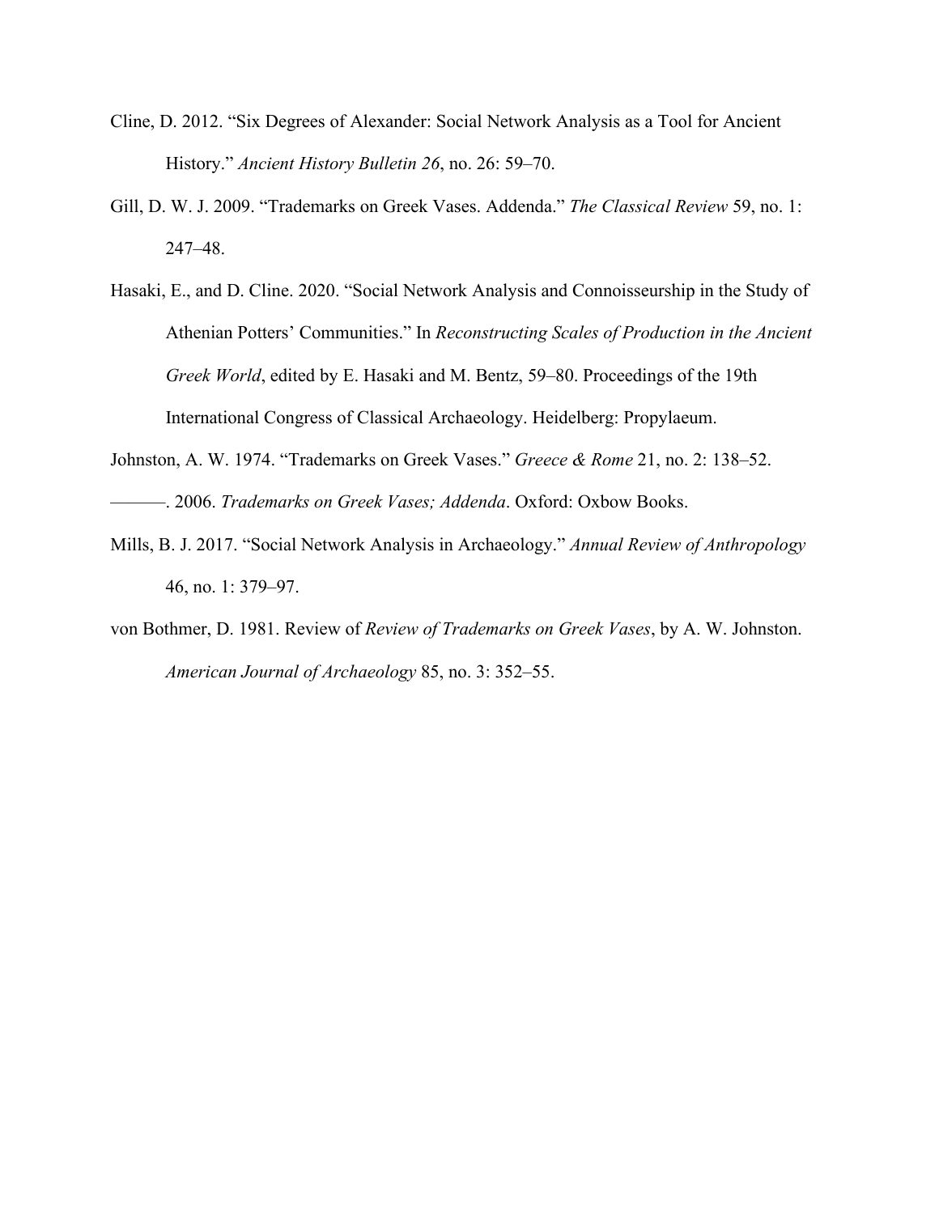Cline, D. 2012. "Six Degrees of Alexander: Social Network Analysis as a Tool for Ancient History." *Ancient History Bulletin 26*, no. 26: 59–70.

Gill, D. W. J. 2009. "Trademarks on Greek Vases. Addenda." *The Classical Review* 59, no. 1: 247–48.

Hasaki, E., and D. Cline. 2020. "Social Network Analysis and Connoisseurship in the Study of Athenian Potters' Communities." In *Reconstructing Scales of Production in the Ancient Greek World*, edited by E. Hasaki and M. Bentz, 59–80. Proceedings of the 19th International Congress of Classical Archaeology. Heidelberg: Propylaeum.

Johnston, A. W. 1974. "Trademarks on Greek Vases." *Greece & Rome* 21, no. 2: 138–52.

———. 2006. *Trademarks on Greek Vases; Addenda*. Oxford: Oxbow Books.

Mills, B. J. 2017. "Social Network Analysis in Archaeology." *Annual Review of Anthropology* 46, no. 1: 379–97.

von Bothmer, D. 1981. Review of *Review of Trademarks on Greek Vases*, by A. W. Johnston. *American Journal of Archaeology* 85, no. 3: 352–55.